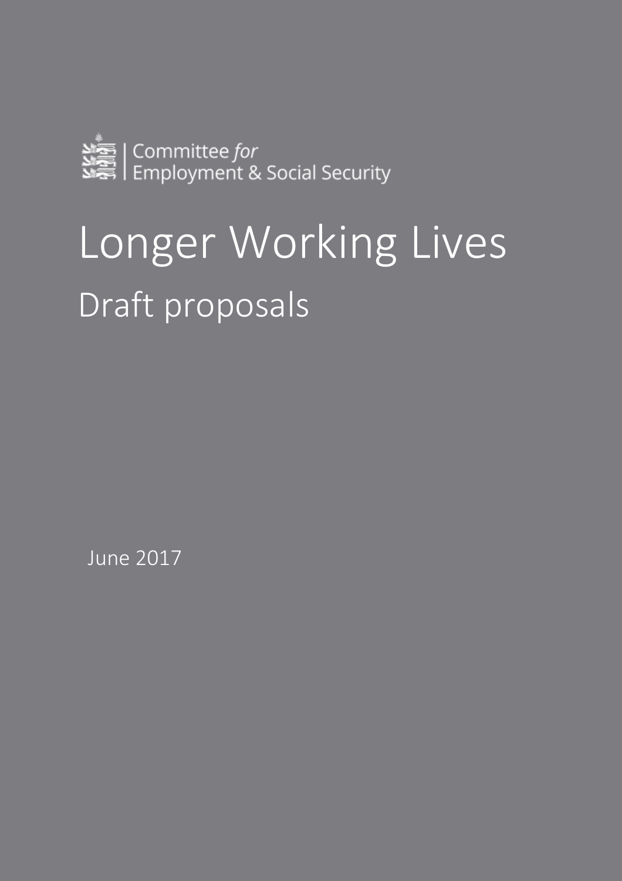Committee *for* Employment & Social Security

# Longer Working Lives

## Draft proposals

June 2017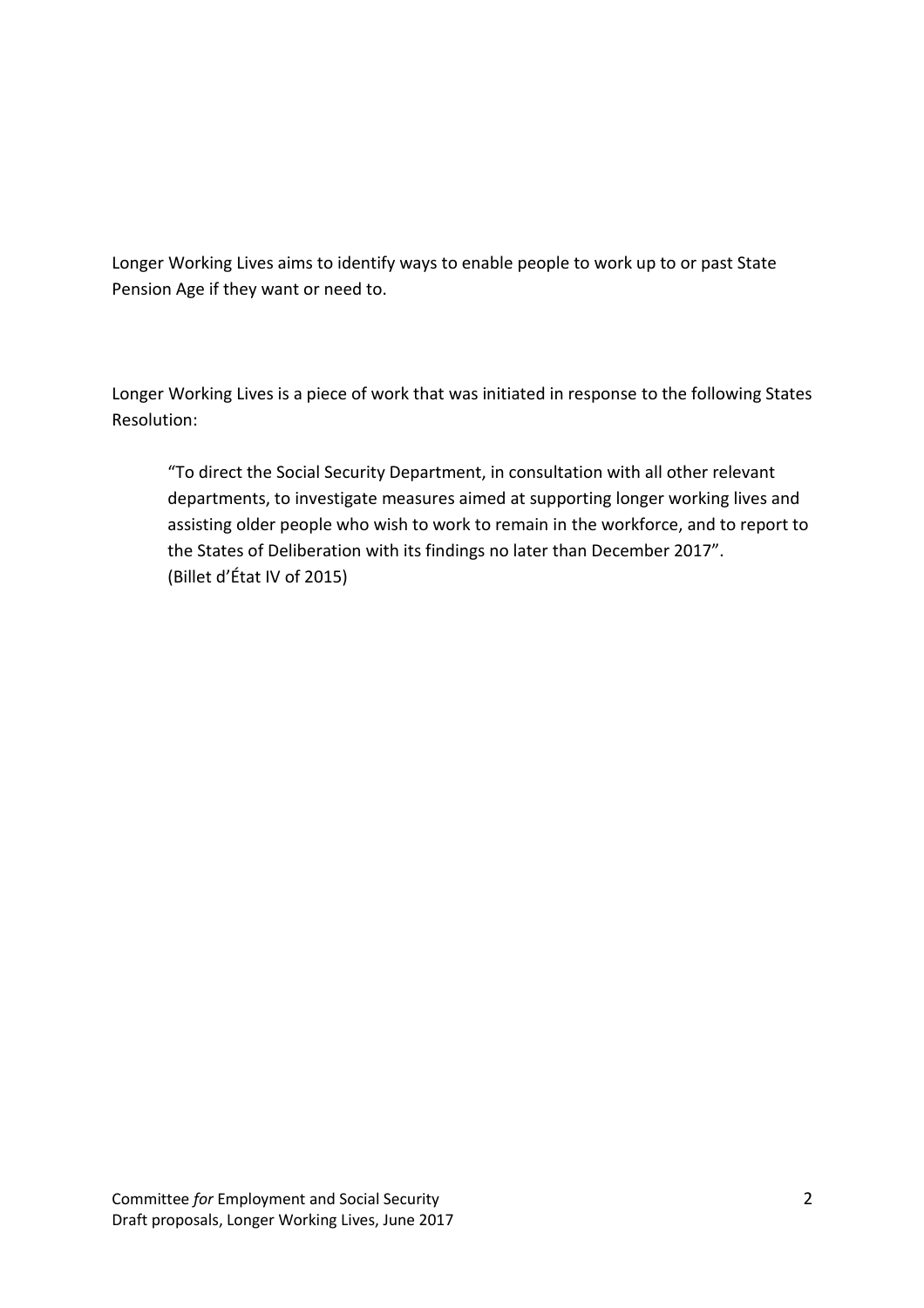Longer Working Lives aims to identify ways to enable people to work up to or past State Pension Age if they want or need to.

Longer Working Lives is a piece of work that was initiated in response to the following States Resolution:

> "To direct the Social Security Department, in consultation with all other relevant departments, to investigate measures aimed at supporting longer working lives and assisting older people who wish to work to remain in the workforce, and to report to the States of Deliberation with its findings no later than December 2017".
> (Billet d'État IV of 2015)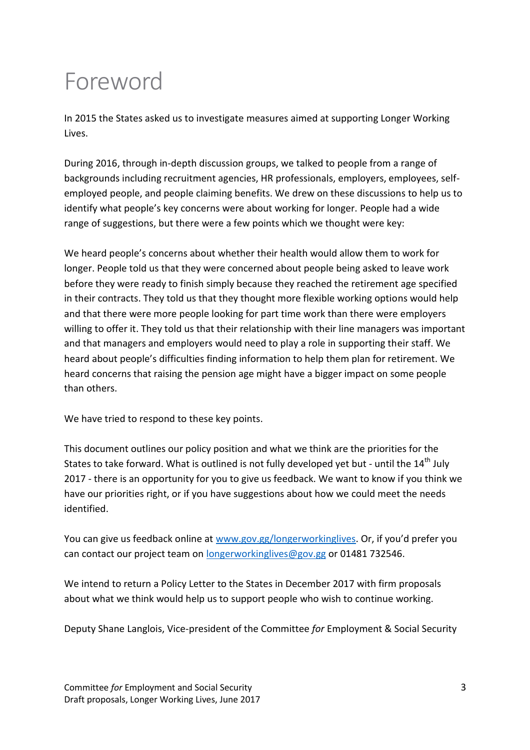# Foreword

In 2015 the States asked us to investigate measures aimed at supporting Longer Working Lives.

During 2016, through in-depth discussion groups, we talked to people from a range of backgrounds including recruitment agencies, HR professionals, employers, employees, self-employed people, and people claiming benefits. We drew on these discussions to help us to identify what people's key concerns were about working for longer. People had a wide range of suggestions, but there were a few points which we thought were key:

We heard people's concerns about whether their health would allow them to work for longer. People told us that they were concerned about people being asked to leave work before they were ready to finish simply because they reached the retirement age specified in their contracts. They told us that they thought more flexible working options would help and that there were more people looking for part time work than there were employers willing to offer it. They told us that their relationship with their line managers was important and that managers and employers would need to play a role in supporting their staff. We heard about people's difficulties finding information to help them plan for retirement. We heard concerns that raising the pension age might have a bigger impact on some people than others.

We have tried to respond to these key points.

This document outlines our policy position and what we think are the priorities for the States to take forward. What is outlined is not fully developed yet but - until the 14th July 2017 - there is an opportunity for you to give us feedback. We want to know if you think we have our priorities right, or if you have suggestions about how we could meet the needs identified.

You can give us feedback online at [www.gov.gg/longerworkinglives](http://www.gov.gg/longerworkinglives). Or, if you'd prefer you can contact our project team on [longerworkinglives@gov.gg](mailto:longerworkinglives@gov.gg) or 01481 732546.

We intend to return a Policy Letter to the States in December 2017 with firm proposals about what we think would help us to support people who wish to continue working.

Deputy Shane Langlois, Vice-president of the Committee *for* Employment & Social Security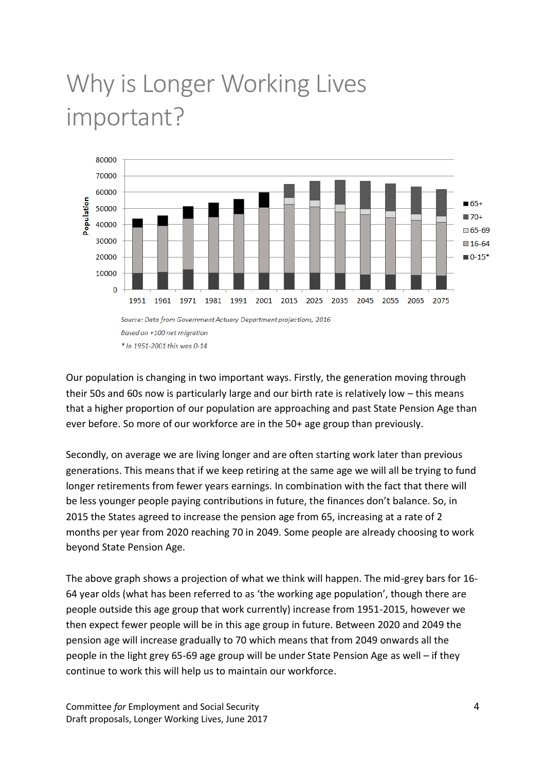# Why is Longer Working Lives important?

Source: Data from Government Actuary Department projections, 2016

Based on +100 net migration

* In 1951-2001 this was 0-14

Our population is changing in two important ways. Firstly, the generation moving through their 50s and 60s now is particularly large and our birth rate is relatively low – this means that a higher proportion of our population are approaching and past State Pension Age than ever before. So more of our workforce are in the 50+ age group than previously.

Secondly, on average we are living longer and are often starting work later than previous generations. This means that if we keep retiring at the same age we will all be trying to fund longer retirements from fewer years earnings. In combination with the fact that there will be less younger people paying contributions in future, the finances don't balance. So, in 2015 the States agreed to increase the pension age from 65, increasing at a rate of 2 months per year from 2020 reaching 70 in 2049. Some people are already choosing to work beyond State Pension Age.

The above graph shows a projection of what we think will happen. The mid-grey bars for 16-64 year olds (what has been referred to as 'the working age population', though there are people outside this age group that work currently) increase from 1951-2015, however we then expect fewer people will be in this age group in future. Between 2020 and 2049 the pension age will increase gradually to 70 which means that from 2049 onwards all the people in the light grey 65-69 age group will be under State Pension Age as well – if they continue to work this will help us to maintain our workforce.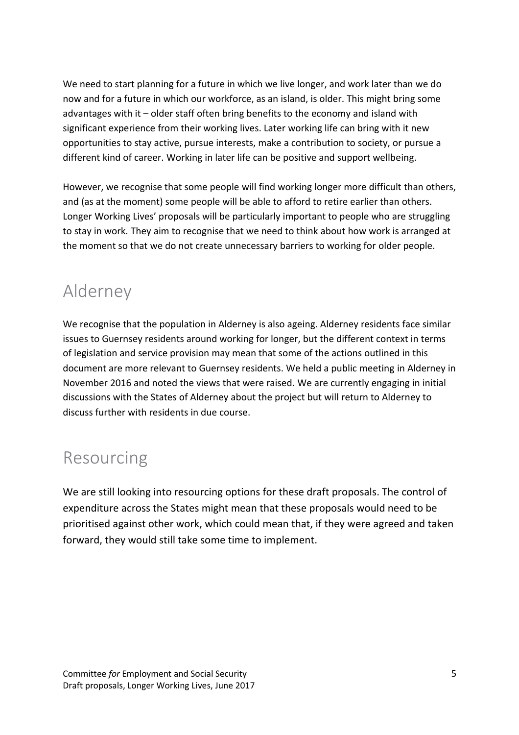We need to start planning for a future in which we live longer, and work later than we do now and for a future in which our workforce, as an island, is older. This might bring some advantages with it – older staff often bring benefits to the economy and island with significant experience from their working lives. Later working life can bring with it new opportunities to stay active, pursue interests, make a contribution to society, or pursue a different kind of career. Working in later life can be positive and support wellbeing.

However, we recognise that some people will find working longer more difficult than others, and (as at the moment) some people will be able to afford to retire earlier than others. Longer Working Lives' proposals will be particularly important to people who are struggling to stay in work. They aim to recognise that we need to think about how work is arranged at the moment so that we do not create unnecessary barriers to working for older people.

## Alderney

We recognise that the population in Alderney is also ageing. Alderney residents face similar issues to Guernsey residents around working for longer, but the different context in terms of legislation and service provision may mean that some of the actions outlined in this document are more relevant to Guernsey residents. We held a public meeting in Alderney in November 2016 and noted the views that were raised. We are currently engaging in initial discussions with the States of Alderney about the project but will return to Alderney to discuss further with residents in due course.

## Resourcing

We are still looking into resourcing options for these draft proposals. The control of expenditure across the States might mean that these proposals would need to be prioritised against other work, which could mean that, if they were agreed and taken forward, they would still take some time to implement.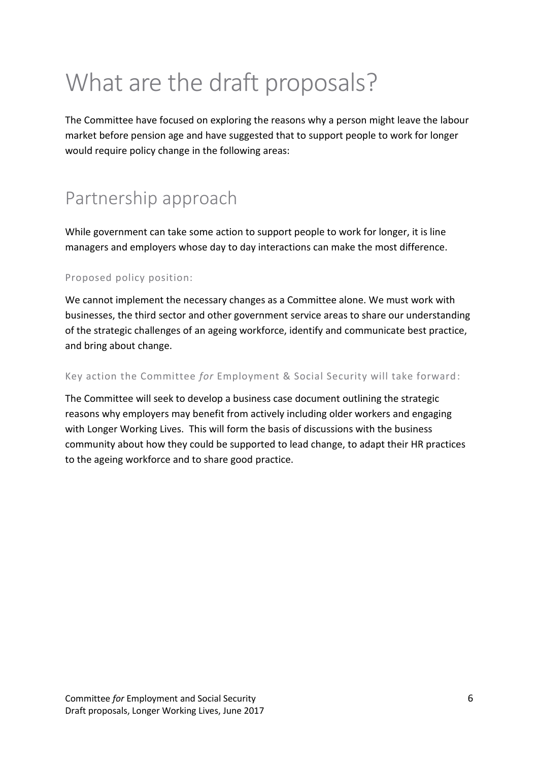# What are the draft proposals?

The Committee have focused on exploring the reasons why a person might leave the labour market before pension age and have suggested that to support people to work for longer would require policy change in the following areas:

## Partnership approach

While government can take some action to support people to work for longer, it is line managers and employers whose day to day interactions can make the most difference.

### Proposed policy position:

We cannot implement the necessary changes as a Committee alone. We must work with businesses, the third sector and other government service areas to share our understanding of the strategic challenges of an ageing workforce, identify and communicate best practice, and bring about change.

### Key action the Committee *for* Employment & Social Security will take forward:

The Committee will seek to develop a business case document outlining the strategic reasons why employers may benefit from actively including older workers and engaging with Longer Working Lives. This will form the basis of discussions with the business community about how they could be supported to lead change, to adapt their HR practices to the ageing workforce and to share good practice.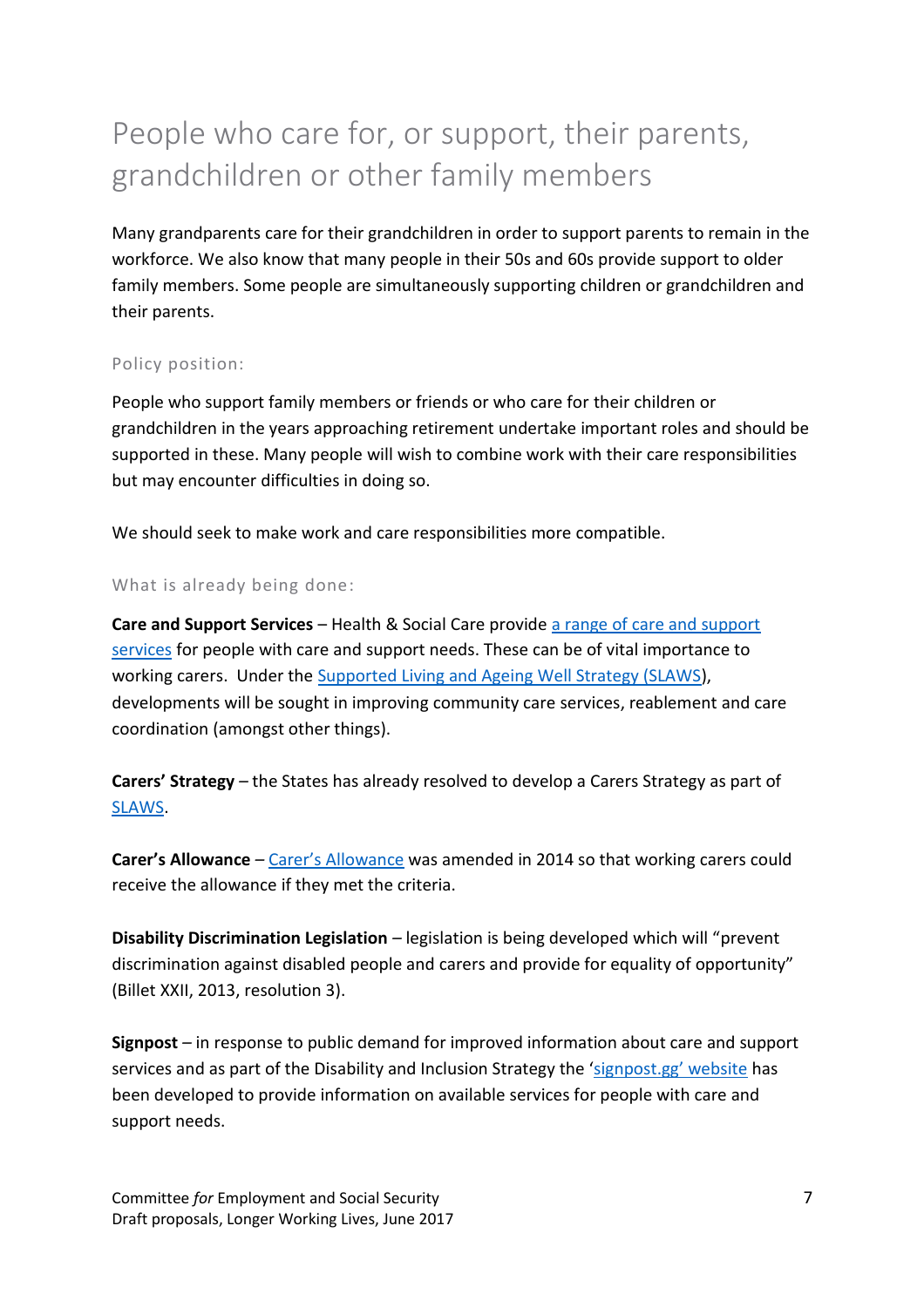# People who care for, or support, their parents, grandchildren or other family members

Many grandparents care for their grandchildren in order to support parents to remain in the workforce. We also know that many people in their 50s and 60s provide support to older family members. Some people are simultaneously supporting children or grandchildren and their parents.

### Policy position:

People who support family members or friends or who care for their children or grandchildren in the years approaching retirement undertake important roles and should be supported in these. Many people will wish to combine work with their care responsibilities but may encounter difficulties in doing so.

We should seek to make work and care responsibilities more compatible.

### What is already being done:

**Care and Support Services** – Health & Social Care provide a range of care and support services for people with care and support needs. These can be of vital importance to working carers. Under the Supported Living and Ageing Well Strategy (SLAWS), developments will be sought in improving community care services, reablement and care coordination (amongst other things).

**Carers' Strategy** – the States has already resolved to develop a Carers Strategy as part of SLAWS.

**Carer's Allowance** – Carer's Allowance was amended in 2014 so that working carers could receive the allowance if they met the criteria.

**Disability Discrimination Legislation** – legislation is being developed which will "prevent discrimination against disabled people and carers and provide for equality of opportunity" (Billet XXII, 2013, resolution 3).

**Signpost** – in response to public demand for improved information about care and support services and as part of the Disability and Inclusion Strategy the 'signpost.gg' website has been developed to provide information on available services for people with care and support needs.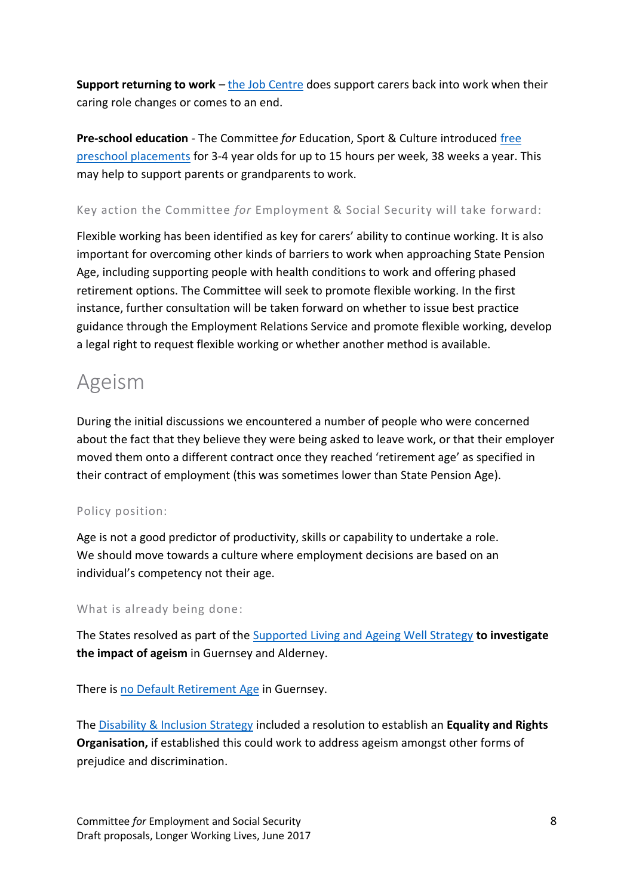**Support returning to work** – the Job Centre does support carers back into work when their caring role changes or comes to an end.

**Pre-school education** - The Committee *for* Education, Sport & Culture introduced free preschool placements for 3-4 year olds for up to 15 hours per week, 38 weeks a year. This may help to support parents or grandparents to work.

### Key action the Committee *for* Employment & Social Security will take forward:

Flexible working has been identified as key for carers' ability to continue working. It is also important for overcoming other kinds of barriers to work when approaching State Pension Age, including supporting people with health conditions to work and offering phased retirement options. The Committee will seek to promote flexible working. In the first instance, further consultation will be taken forward on whether to issue best practice guidance through the Employment Relations Service and promote flexible working, develop a legal right to request flexible working or whether another method is available.

## Ageism

During the initial discussions we encountered a number of people who were concerned about the fact that they believe they were being asked to leave work, or that their employer moved them onto a different contract once they reached 'retirement age' as specified in their contract of employment (this was sometimes lower than State Pension Age).

### Policy position:

Age is not a good predictor of productivity, skills or capability to undertake a role. We should move towards a culture where employment decisions are based on an individual's competency not their age.

### What is already being done:

The States resolved as part of the Supported Living and Ageing Well Strategy **to investigate the impact of ageism** in Guernsey and Alderney.

There is no Default Retirement Age in Guernsey.

The Disability & Inclusion Strategy included a resolution to establish an **Equality and Rights Organisation,** if established this could work to address ageism amongst other forms of prejudice and discrimination.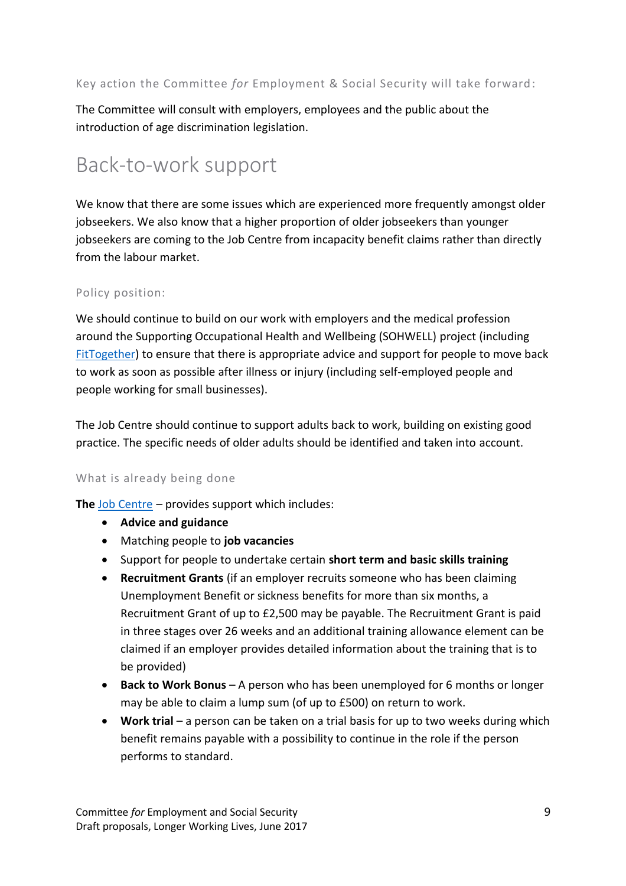#### Key action the Committee *for* Employment & Social Security will take forward:

The Committee will consult with employers, employees and the public about the introduction of age discrimination legislation.

## Back-to-work support

We know that there are some issues which are experienced more frequently amongst older jobseekers. We also know that a higher proportion of older jobseekers than younger jobseekers are coming to the Job Centre from incapacity benefit claims rather than directly from the labour market.

#### Policy position:

We should continue to build on our work with employers and the medical profession around the Supporting Occupational Health and Wellbeing (SOHWELL) project (including FitTogether) to ensure that there is appropriate advice and support for people to move back to work as soon as possible after illness or injury (including self-employed people and people working for small businesses).

The Job Centre should continue to support adults back to work, building on existing good practice. The specific needs of older adults should be identified and taken into account.

#### What is already being done

**The** Job Centre – provides support which includes:

- **Advice and guidance**
- Matching people to **job vacancies**
- Support for people to undertake certain **short term and basic skills training**
- **Recruitment Grants** (if an employer recruits someone who has been claiming Unemployment Benefit or sickness benefits for more than six months, a Recruitment Grant of up to £2,500 may be payable. The Recruitment Grant is paid in three stages over 26 weeks and an additional training allowance element can be claimed if an employer provides detailed information about the training that is to be provided)
- **Back to Work Bonus** – A person who has been unemployed for 6 months or longer may be able to claim a lump sum (of up to £500) on return to work.
- **Work trial** – a person can be taken on a trial basis for up to two weeks during which benefit remains payable with a possibility to continue in the role if the person performs to standard.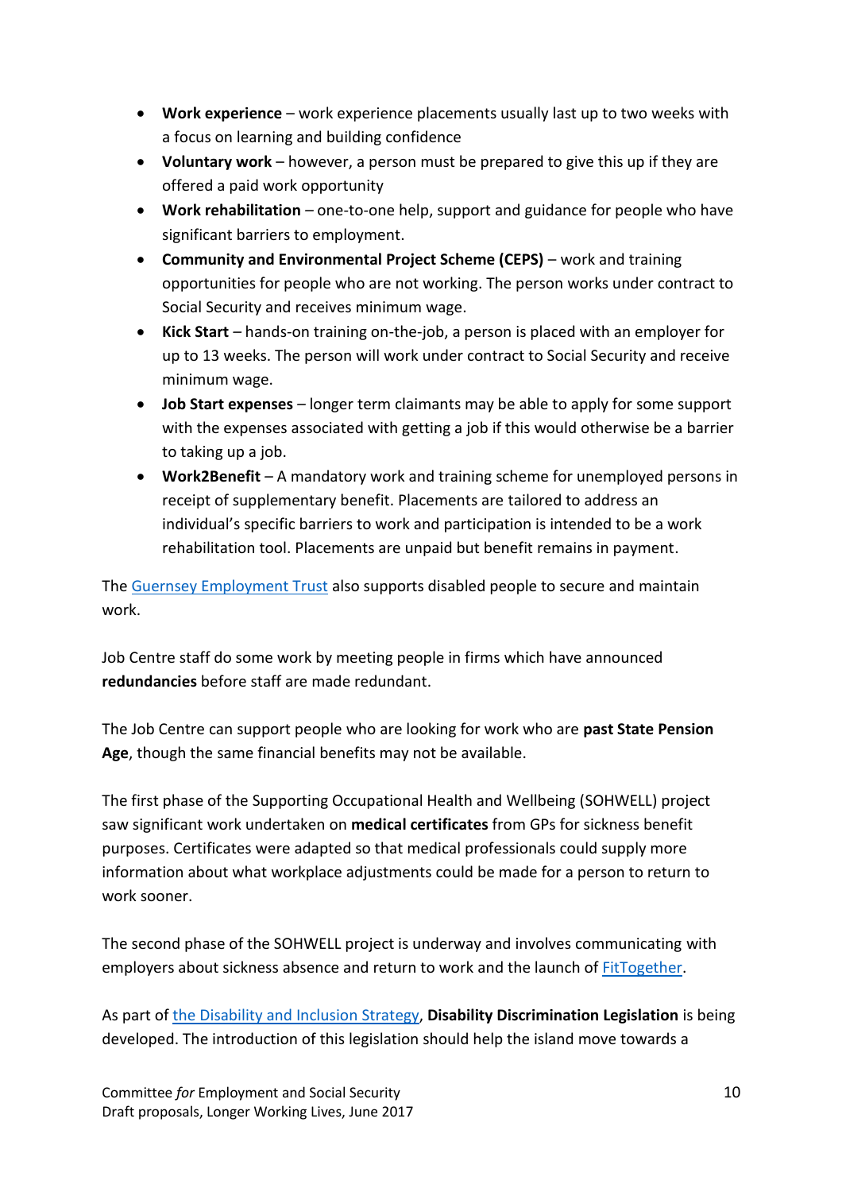- **Work experience** – work experience placements usually last up to two weeks with a focus on learning and building confidence
- **Voluntary work** – however, a person must be prepared to give this up if they are offered a paid work opportunity
- **Work rehabilitation** – one-to-one help, support and guidance for people who have significant barriers to employment.
- **Community and Environmental Project Scheme (CEPS)** – work and training opportunities for people who are not working. The person works under contract to Social Security and receives minimum wage.
- **Kick Start** – hands-on training on-the-job, a person is placed with an employer for up to 13 weeks. The person will work under contract to Social Security and receive minimum wage.
- **Job Start expenses** – longer term claimants may be able to apply for some support with the expenses associated with getting a job if this would otherwise be a barrier to taking up a job.
- **Work2Benefit** – A mandatory work and training scheme for unemployed persons in receipt of supplementary benefit. Placements are tailored to address an individual's specific barriers to work and participation is intended to be a work rehabilitation tool. Placements are unpaid but benefit remains in payment.

The Guernsey Employment Trust also supports disabled people to secure and maintain work.

Job Centre staff do some work by meeting people in firms which have announced **redundancies** before staff are made redundant.

The Job Centre can support people who are looking for work who are **past State Pension Age**, though the same financial benefits may not be available.

The first phase of the Supporting Occupational Health and Wellbeing (SOHWELL) project saw significant work undertaken on **medical certificates** from GPs for sickness benefit purposes. Certificates were adapted so that medical professionals could supply more information about what workplace adjustments could be made for a person to return to work sooner.

The second phase of the SOHWELL project is underway and involves communicating with employers about sickness absence and return to work and the launch of FitTogether.

As part of the Disability and Inclusion Strategy, **Disability Discrimination Legislation** is being developed. The introduction of this legislation should help the island move towards a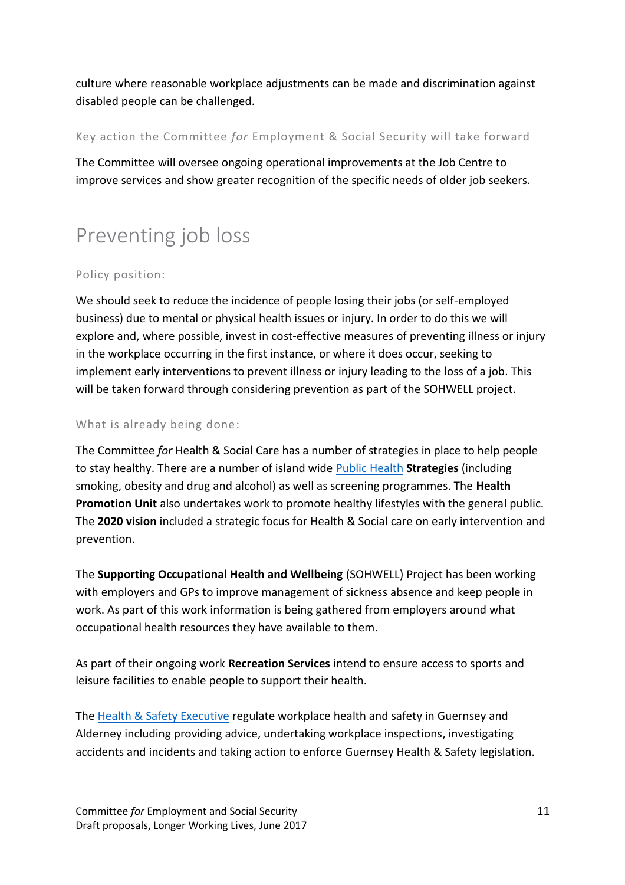culture where reasonable workplace adjustments can be made and discrimination against disabled people can be challenged.

### Key action the Committee *for* Employment & Social Security will take forward

The Committee will oversee ongoing operational improvements at the Job Centre to improve services and show greater recognition of the specific needs of older job seekers.

## Preventing job loss

### Policy position:

We should seek to reduce the incidence of people losing their jobs (or self-employed business) due to mental or physical health issues or injury. In order to do this we will explore and, where possible, invest in cost-effective measures of preventing illness or injury in the workplace occurring in the first instance, or where it does occur, seeking to implement early interventions to prevent illness or injury leading to the loss of a job. This will be taken forward through considering prevention as part of the SOHWELL project.

### What is already being done:

The Committee *for* Health & Social Care has a number of strategies in place to help people to stay healthy. There are a number of island wide Public Health **Strategies** (including smoking, obesity and drug and alcohol) as well as screening programmes. The **Health Promotion Unit** also undertakes work to promote healthy lifestyles with the general public. The **2020 vision** included a strategic focus for Health & Social care on early intervention and prevention.

The **Supporting Occupational Health and Wellbeing** (SOHWELL) Project has been working with employers and GPs to improve management of sickness absence and keep people in work. As part of this work information is being gathered from employers around what occupational health resources they have available to them.

As part of their ongoing work **Recreation Services** intend to ensure access to sports and leisure facilities to enable people to support their health.

The Health & Safety Executive regulate workplace health and safety in Guernsey and Alderney including providing advice, undertaking workplace inspections, investigating accidents and incidents and taking action to enforce Guernsey Health & Safety legislation.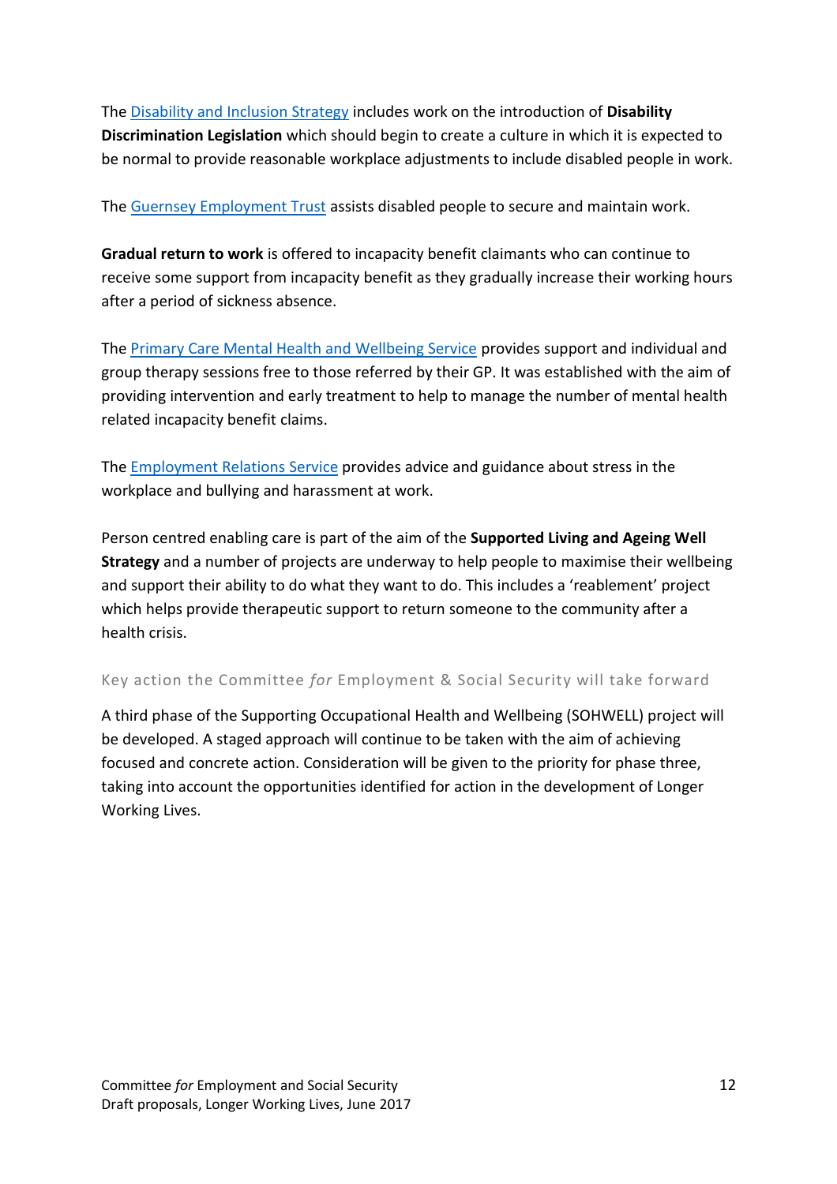The Disability and Inclusion Strategy includes work on the introduction of **Disability Discrimination Legislation** which should begin to create a culture in which it is expected to be normal to provide reasonable workplace adjustments to include disabled people in work.

The Guernsey Employment Trust assists disabled people to secure and maintain work.

**Gradual return to work** is offered to incapacity benefit claimants who can continue to receive some support from incapacity benefit as they gradually increase their working hours after a period of sickness absence.

The Primary Care Mental Health and Wellbeing Service provides support and individual and group therapy sessions free to those referred by their GP. It was established with the aim of providing intervention and early treatment to help to manage the number of mental health related incapacity benefit claims.

The Employment Relations Service provides advice and guidance about stress in the workplace and bullying and harassment at work.

Person centred enabling care is part of the aim of the **Supported Living and Ageing Well Strategy** and a number of projects are underway to help people to maximise their wellbeing and support their ability to do what they want to do. This includes a 'reablement' project which helps provide therapeutic support to return someone to the community after a health crisis.

### Key action the Committee *for* Employment & Social Security will take forward

A third phase of the Supporting Occupational Health and Wellbeing (SOHWELL) project will be developed. A staged approach will continue to be taken with the aim of achieving focused and concrete action. Consideration will be given to the priority for phase three, taking into account the opportunities identified for action in the development of Longer Working Lives.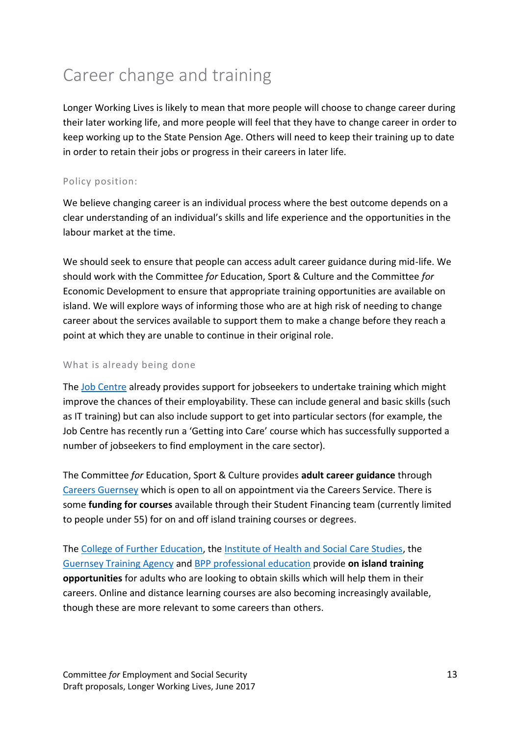# Career change and training

Longer Working Lives is likely to mean that more people will choose to change career during their later working life, and more people will feel that they have to change career in order to keep working up to the State Pension Age. Others will need to keep their training up to date in order to retain their jobs or progress in their careers in later life.

### Policy position:

We believe changing career is an individual process where the best outcome depends on a clear understanding of an individual's skills and life experience and the opportunities in the labour market at the time.

We should seek to ensure that people can access adult career guidance during mid-life. We should work with the Committee *for* Education, Sport & Culture and the Committee *for* Economic Development to ensure that appropriate training opportunities are available on island. We will explore ways of informing those who are at high risk of needing to change career about the services available to support them to make a change before they reach a point at which they are unable to continue in their original role.

### What is already being done

The Job Centre already provides support for jobseekers to undertake training which might improve the chances of their employability. These can include general and basic skills (such as IT training) but can also include support to get into particular sectors (for example, the Job Centre has recently run a 'Getting into Care' course which has successfully supported a number of jobseekers to find employment in the care sector).

The Committee *for* Education, Sport & Culture provides **adult career guidance** through Careers Guernsey which is open to all on appointment via the Careers Service. There is some **funding for courses** available through their Student Financing team (currently limited to people under 55) for on and off island training courses or degrees.

The College of Further Education, the Institute of Health and Social Care Studies, the Guernsey Training Agency and BPP professional education provide **on island training opportunities** for adults who are looking to obtain skills which will help them in their careers. Online and distance learning courses are also becoming increasingly available, though these are more relevant to some careers than others.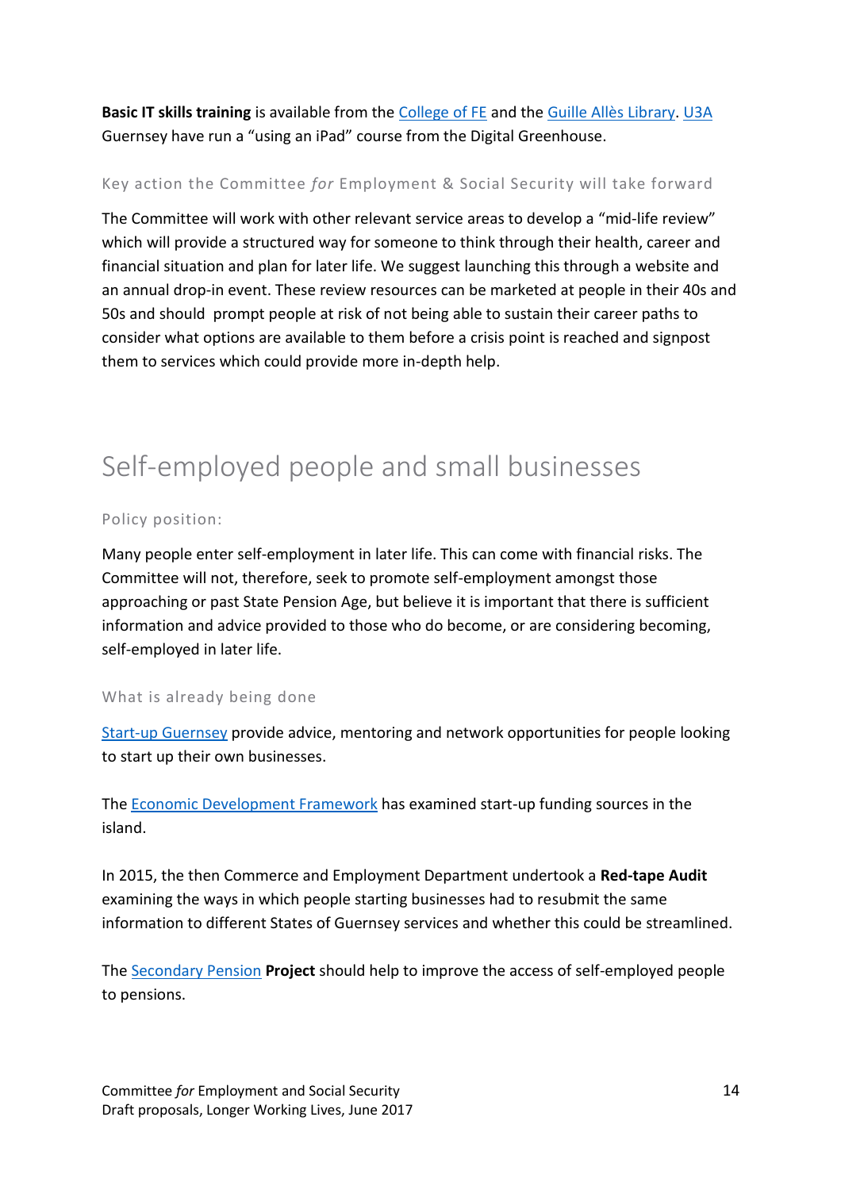**Basic IT skills training** is available from the College of FE and the Guille Allès Library. U3A Guernsey have run a "using an iPad" course from the Digital Greenhouse.

### Key action the Committee *for* Employment & Social Security will take forward

The Committee will work with other relevant service areas to develop a "mid-life review" which will provide a structured way for someone to think through their health, career and financial situation and plan for later life. We suggest launching this through a website and an annual drop-in event. These review resources can be marketed at people in their 40s and 50s and should prompt people at risk of not being able to sustain their career paths to consider what options are available to them before a crisis point is reached and signpost them to services which could provide more in-depth help.

## Self-employed people and small businesses

### Policy position:

Many people enter self-employment in later life. This can come with financial risks. The Committee will not, therefore, seek to promote self-employment amongst those approaching or past State Pension Age, but believe it is important that there is sufficient information and advice provided to those who do become, or are considering becoming, self-employed in later life.

### What is already being done

Start-up Guernsey provide advice, mentoring and network opportunities for people looking to start up their own businesses.

The Economic Development Framework has examined start-up funding sources in the island.

In 2015, the then Commerce and Employment Department undertook a **Red-tape Audit** examining the ways in which people starting businesses had to resubmit the same information to different States of Guernsey services and whether this could be streamlined.

The Secondary Pension **Project** should help to improve the access of self-employed people to pensions.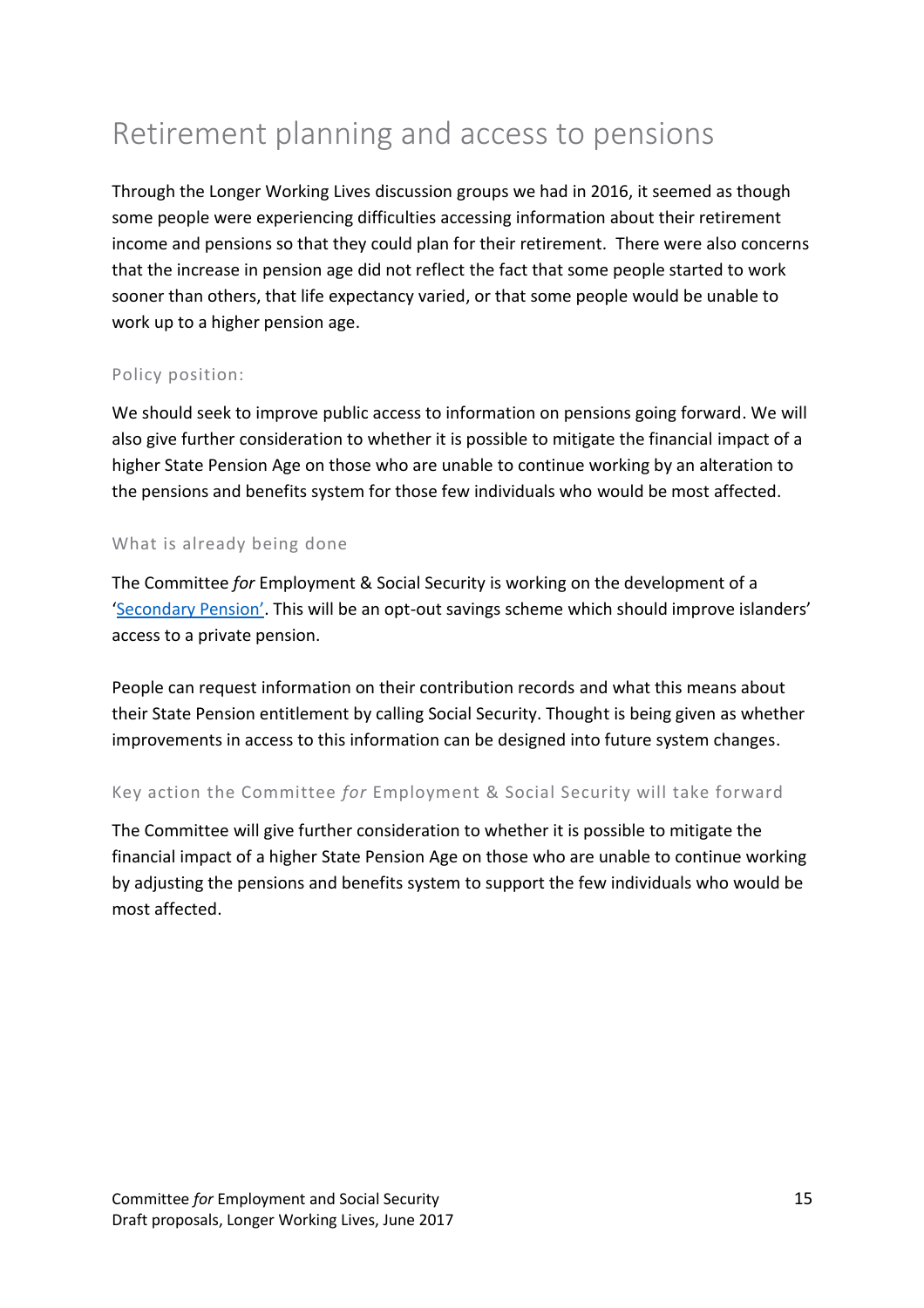# Retirement planning and access to pensions

Through the Longer Working Lives discussion groups we had in 2016, it seemed as though some people were experiencing difficulties accessing information about their retirement income and pensions so that they could plan for their retirement. There were also concerns that the increase in pension age did not reflect the fact that some people started to work sooner than others, that life expectancy varied, or that some people would be unable to work up to a higher pension age.

### Policy position:

We should seek to improve public access to information on pensions going forward. We will also give further consideration to whether it is possible to mitigate the financial impact of a higher State Pension Age on those who are unable to continue working by an alteration to the pensions and benefits system for those few individuals who would be most affected.

### What is already being done

The Committee *for* Employment & Social Security is working on the development of a 'Secondary Pension'. This will be an opt-out savings scheme which should improve islanders' access to a private pension.

People can request information on their contribution records and what this means about their State Pension entitlement by calling Social Security. Thought is being given as whether improvements in access to this information can be designed into future system changes.

### Key action the Committee *for* Employment & Social Security will take forward

The Committee will give further consideration to whether it is possible to mitigate the financial impact of a higher State Pension Age on those who are unable to continue working by adjusting the pensions and benefits system to support the few individuals who would be most affected.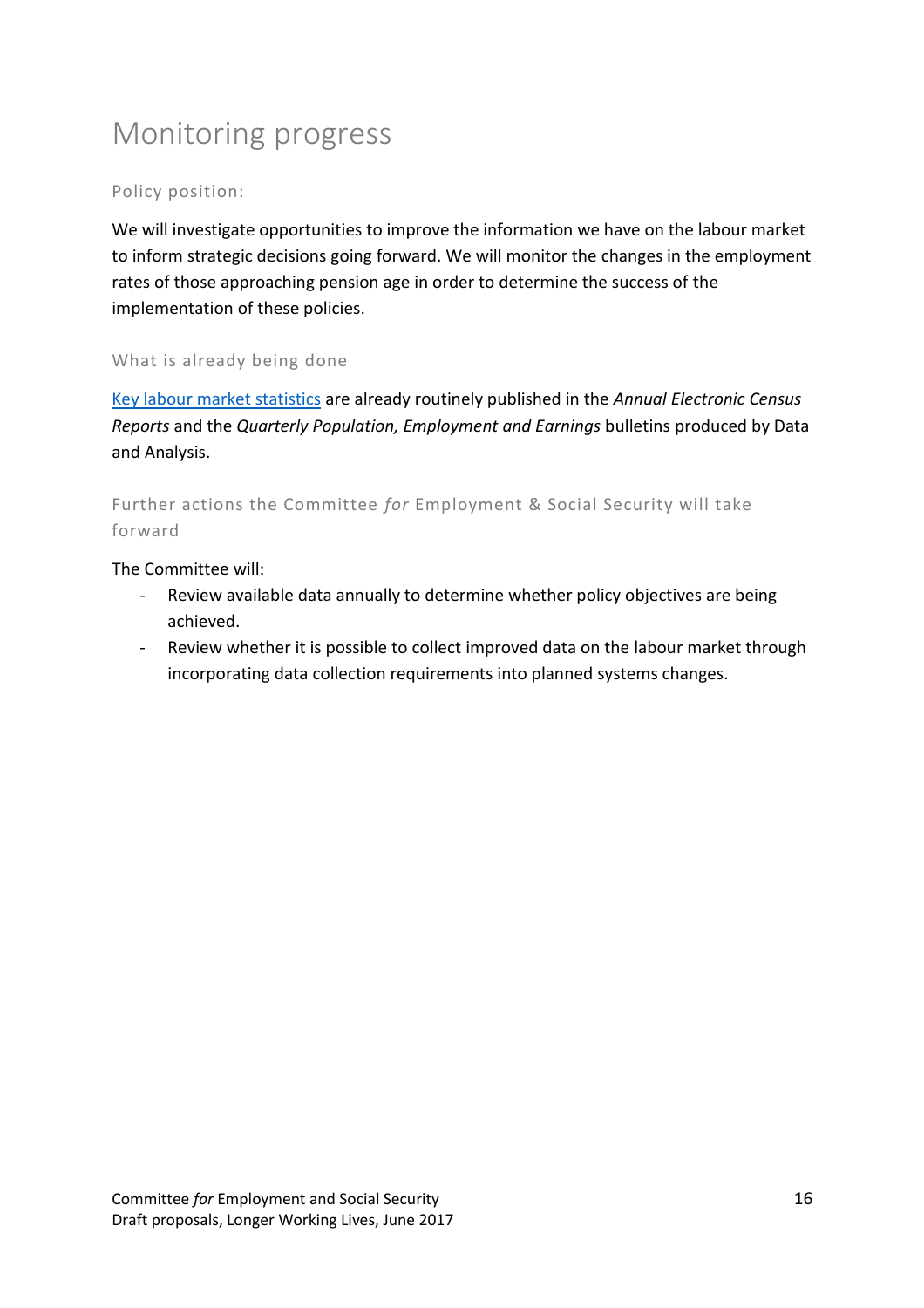## Monitoring progress

### Policy position:

We will investigate opportunities to improve the information we have on the labour market to inform strategic decisions going forward. We will monitor the changes in the employment rates of those approaching pension age in order to determine the success of the implementation of these policies.

### What is already being done

Key labour market statistics are already routinely published in the *Annual Electronic Census Reports* and the *Quarterly Population, Employment and Earnings* bulletins produced by Data and Analysis.

### Further actions the Committee *for* Employment & Social Security will take forward

The Committee will:

- Review available data annually to determine whether policy objectives are being achieved.
- Review whether it is possible to collect improved data on the labour market through incorporating data collection requirements into planned systems changes.